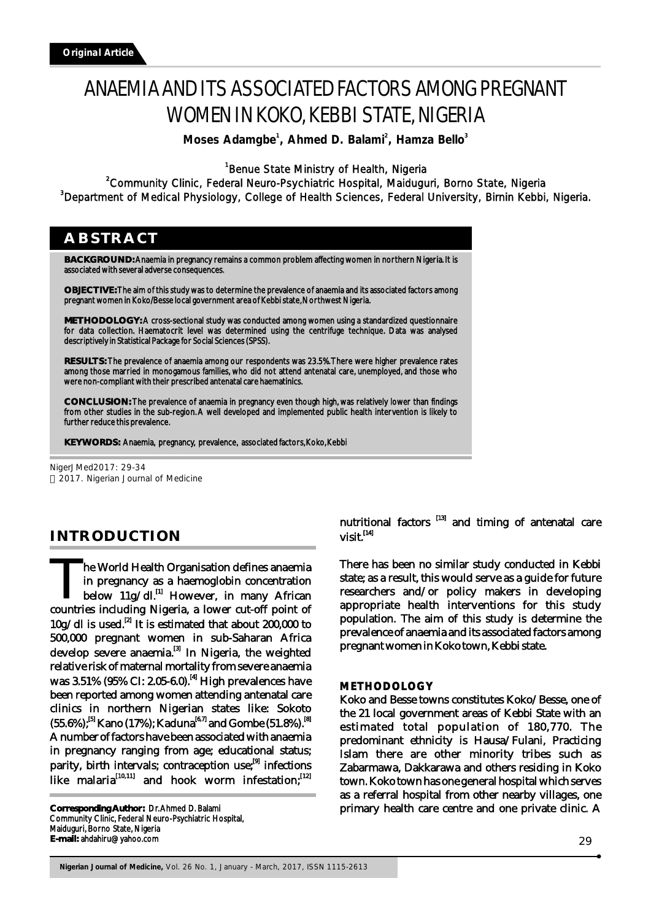Original Article

# ANAEMIA AND ITS ASSOCIATED FACTORS AMONG PREGNANT WOMEN IN KOKO, KEBBI STATE, NIGERIA

**Moses Adamgbe[1], Ahmed D. Balami[2], Hamza Bello[3]**

[1]Benue State Ministry of Health, Nigeria
[2]Community Clinic, Federal Neuro-Psychiatric Hospital, Maiduguri, Borno State, Nigeria
[3]Department of Medical Physiology, College of Health Sciences, Federal University, Birnin Kebbi, Nigeria.

## ABSTRACT

**BACKGROUND:** Anaemia in pregnancy remains a common problem affecting women in northern Nigeria. It is associated with several adverse consequences.

**OBJECTIVE:** The aim of this study was to determine the prevalence of anaemia and its associated factors among pregnant women in Koko/Besse local government area of Kebbi state, Northwest Nigeria.

**METHODOLOGY:** A cross-sectional study was conducted among women using a standardized questionnaire for data collection. Haematocrit level was determined using the centrifuge technique. Data was analysed descriptively in Statistical Package for Social Sciences (SPSS).

**RESULTS:** The prevalence of anaemia among our respondents was 23.5%. There were higher prevalence rates among those married in monogamous families, who did not attend antenatal care, unemployed, and those who were non-compliant with their prescribed antenatal care haematinics.

**CONCLUSION:** The prevalence of anaemia in pregnancy even though high, was relatively lower than findings from other studies in the sub-region. A well developed and implemented public health intervention is likely to further reduce this prevalence.

**KEYWORDS:** Anaemia, pregnancy, prevalence, associated factors, Koko, Kebbi

NigerJMed2017: 29-34
© 2017. Nigerian Journal of Medicine

## INTRODUCTION

The World Health Organisation defines anaemia in pregnancy as a haemoglobin concentration below 11g/dl.[1] However, in many African countries including Nigeria, a lower cut-off point of 10g/dl is used.[2] It is estimated that about 200,000 to 500,000 pregnant women in sub-Saharan Africa develop severe anaemia.[3] In Nigeria, the weighted relative risk of maternal mortality from severe anaemia was 3.51% (95% CI: 2.05-6.0).[4] High prevalences have been reported among women attending antenatal care clinics in northern Nigerian states like: Sokoto (55.6%);[5] Kano (17%); Kaduna[6,7] and Gombe (51.8%).[8] A number of factors have been associated with anaemia in pregnancy ranging from age; educational status; parity, birth intervals; contraception use;[9] infections like malaria[10,11] and hook worm infestation;[12] nutritional factors [13] and timing of antenatal care visit.[14]

There has been no similar study conducted in Kebbi state; as a result, this would serve as a guide for future researchers and/or policy makers in developing appropriate health interventions for this study population. The aim of this study is determine the prevalence of anaemia and its associated factors among pregnant women in Koko town, Kebbi state.

### METHODOLOGY

Koko and Besse towns constitutes Koko/Besse, one of the 21 local government areas of Kebbi State with an estimated total population of 180,770. The predominant ethnicity is Hausa/Fulani, Practicing Islam there are other minority tribes such as Zabarmawa, Dakkarawa and others residing in Koko town. Koko town has one general hospital which serves as a referral hospital from other nearby villages, one primary health care centre and one private clinic. A

**Corresponding Author:** Dr. Ahmed D. Balami
Community Clinic, Federal Neuro-Psychiatric Hospital,
Maiduguri, Borno State, Nigeria
**E-mail:** ahdahiru@yahoo.com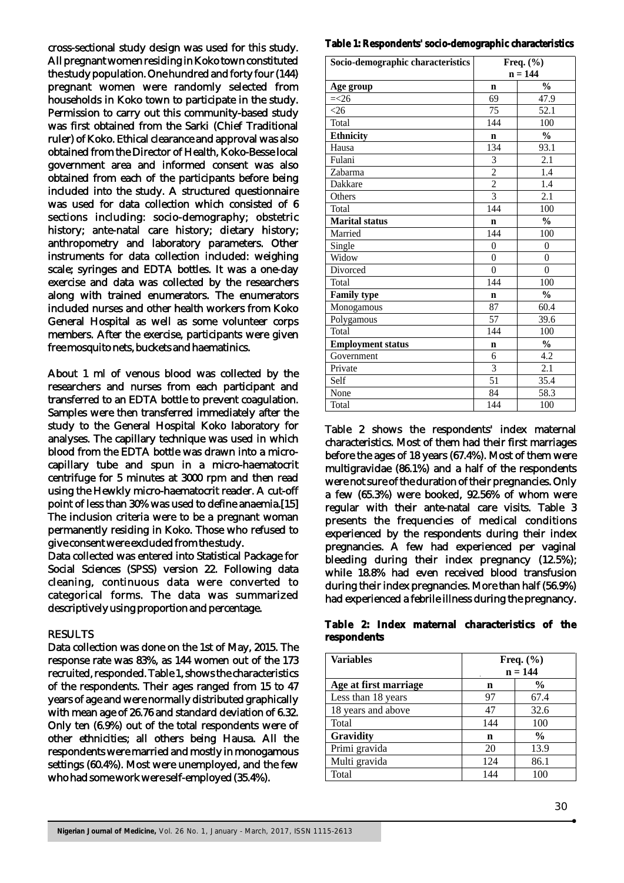cross-sectional study design was used for this study. All pregnant women residing in Koko town constituted the study population. One hundred and forty four (144) pregnant women were randomly selected from households in Koko town to participate in the study. Permission to carry out this community-based study was first obtained from the Sarki (Chief Traditional ruler) of Koko. Ethical clearance and approval was also obtained from the Director of Health, Koko-Besse local government area and informed consent was also obtained from each of the participants before being included into the study. A structured questionnaire was used for data collection which consisted of 6 sections including: socio-demography; obstetric history; ante-natal care history; dietary history; anthropometry and laboratory parameters. Other instruments for data collection included: weighing scale; syringes and EDTA bottles. It was a one-day exercise and data was collected by the researchers along with trained enumerators. The enumerators included nurses and other health workers from Koko General Hospital as well as some volunteer corps members. After the exercise, participants were given free mosquito nets, buckets and haematinics.

About 1 ml of venous blood was collected by the researchers and nurses from each participant and transferred to an EDTA bottle to prevent coagulation. Samples were then transferred immediately after the study to the General Hospital Koko laboratory for analyses. The capillary technique was used in which blood from the EDTA bottle was drawn into a micro-capillary tube and spun in a micro-haematocrit centrifuge for 5 minutes at 3000 rpm and then read using the Hewkly micro-haematocrit reader. A cut-off point of less than 30% was used to define anaemia.[15] The inclusion criteria were to be a pregnant woman permanently residing in Koko. Those who refused to give consent were excluded from the study.

Data collected was entered into Statistical Package for Social Sciences (SPSS) version 22. Following data cleaning, continuous data were converted to categorical forms. The data was summarized descriptively using proportion and percentage.

## RESULTS

Data collection was done on the 1st of May, 2015. The response rate was 83%, as 144 women out of the 173 recruited, responded. Table 1, shows the characteristics of the respondents. Their ages ranged from 15 to 47 years of age and were normally distributed graphically with mean age of 26.76 and standard deviation of 6.32. Only ten (6.9%) out of the total respondents were of other ethnicities; all others being Hausa. All the respondents were married and mostly in monogamous settings (60.4%). Most were unemployed, and the few who had some work were self-employed (35.4%).

**Table 1: Respondents' socio-demographic characteristics**

| Socio-demographic characteristics | Freq. (%) n = 144 | |
|---|---|---|
| **Age group** | **n** | **%** |
| =<26 | 69 | 47.9 |
| <26 | 75 | 52.1 |
| Total | 144 | 100 |
| **Ethnicity** | **n** | **%** |
| Hausa | 134 | 93.1 |
| Fulani | 3 | 2.1 |
| Zabarma | 2 | 1.4 |
| Dakkare | 2 | 1.4 |
| Others | 3 | 2.1 |
| Total | 144 | 100 |
| **Marital status** | **n** | **%** |
| Married | 144 | 100 |
| Single | 0 | 0 |
| Widow | 0 | 0 |
| Divorced | 0 | 0 |
| Total | 144 | 100 |
| **Family type** | **n** | **%** |
| Monogamous | 87 | 60.4 |
| Polygamous | 57 | 39.6 |
| Total | 144 | 100 |
| **Employment status** | **n** | **%** |
| Government | 6 | 4.2 |
| Private | 3 | 2.1 |
| Self | 51 | 35.4 |
| None | 84 | 58.3 |
| Total | 144 | 100 |

Table 2 shows the respondents' index maternal characteristics. Most of them had their first marriages before the ages of 18 years (67.4%). Most of them were multigravidae (86.1%) and a half of the respondents were not sure of the duration of their pregnancies. Only a few (65.3%) were booked, 92.56% of whom were regular with their ante-natal care visits. Table 3 presents the frequencies of medical conditions experienced by the respondents during their index pregnancies. A few had experienced per vaginal bleeding during their index pregnancy (12.5%); while 18.8% had even received blood transfusion during their index pregnancies. More than half (56.9%) had experienced a febrile illness during the pregnancy.

**Table 2: Index maternal characteristics of the respondents**

| Variables | Freq. (%) n = 144 | |
|---|---|---|
| **Age at first marriage** | **n** | **%** |
| Less than 18 years | 97 | 67.4 |
| 18 years and above | 47 | 32.6 |
| Total | 144 | 100 |
| **Gravidity** | **n** | **%** |
| Primi gravida | 20 | 13.9 |
| Multi gravida | 124 | 86.1 |
| Total | 144 | 100 |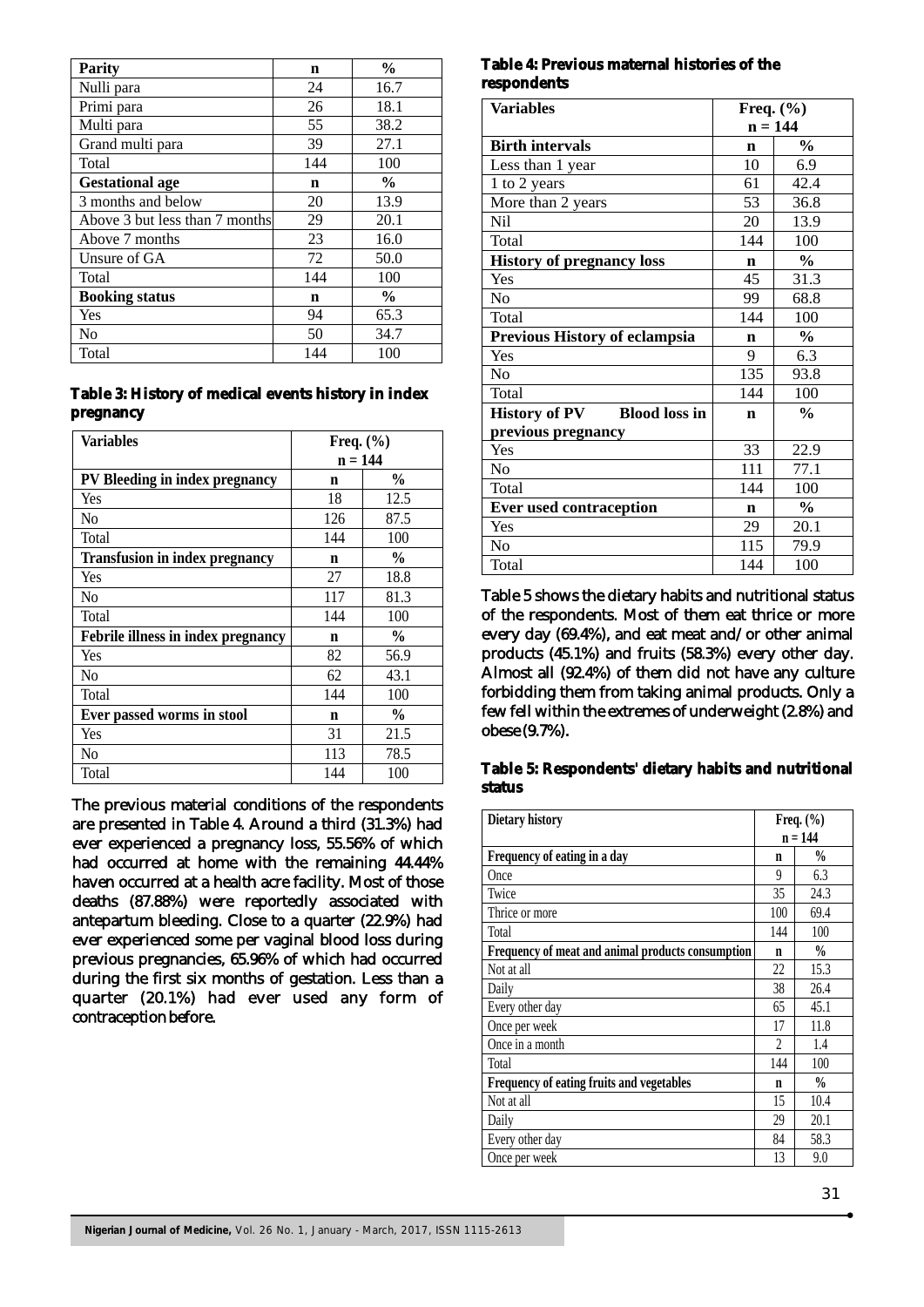| Parity | n | % |
|---|---|---|
| Nulli para | 24 | 16.7 |
| Primi para | 26 | 18.1 |
| Multi para | 55 | 38.2 |
| Grand multi para | 39 | 27.1 |
| Total | 144 | 100 |
| **Gestational age** | **n** | **%** |
| 3 months and below | 20 | 13.9 |
| Above 3 but less than 7 months | 29 | 20.1 |
| Above 7 months | 23 | 16.0 |
| Unsure of GA | 72 | 50.0 |
| Total | 144 | 100 |
| **Booking status** | **n** | **%** |
| Yes | 94 | 65.3 |
| No | 50 | 34.7 |
| Total | 144 | 100 |

**Table 3: History of medical events history in index pregnancy**

| Variables | Freq. (%) n = 144 | |
|---|---|---|
| **PV Bleeding in index pregnancy** | **n** | **%** |
| Yes | 18 | 12.5 |
| No | 126 | 87.5 |
| Total | 144 | 100 |
| **Transfusion in index pregnancy** | **n** | **%** |
| Yes | 27 | 18.8 |
| No | 117 | 81.3 |
| Total | 144 | 100 |
| **Febrile illness in index pregnancy** | **n** | **%** |
| Yes | 82 | 56.9 |
| No | 62 | 43.1 |
| Total | 144 | 100 |
| **Ever passed worms in stool** | **n** | **%** |
| Yes | 31 | 21.5 |
| No | 113 | 78.5 |
| Total | 144 | 100 |

The previous material conditions of the respondents are presented in Table 4. Around a third (31.3%) had ever experienced a pregnancy loss, 55.56% of which had occurred at home with the remaining 44.44% haven occurred at a health acre facility. Most of those deaths (87.88%) were reportedly associated with antepartum bleeding. Close to a quarter (22.9%) had ever experienced some per vaginal blood loss during previous pregnancies, 65.96% of which had occurred during the first six months of gestation. Less than a quarter (20.1%) had ever used any form of contraception before.

**Table 4: Previous maternal histories of the respondents**

| Variables | Freq. (%) n = 144 | |
|---|---|---|
| **Birth intervals** | **n** | **%** |
| Less than 1 year | 10 | 6.9 |
| 1 to 2 years | 61 | 42.4 |
| More than 2 years | 53 | 36.8 |
| Nil | 20 | 13.9 |
| Total | 144 | 100 |
| **History of pregnancy loss** | **n** | **%** |
| Yes | 45 | 31.3 |
| No | 99 | 68.8 |
| Total | 144 | 100 |
| **Previous History of eclampsia** | **n** | **%** |
| Yes | 9 | 6.3 |
| No | 135 | 93.8 |
| Total | 144 | 100 |
| **History of PV Blood loss in previous pregnancy** | **n** | **%** |
| Yes | 33 | 22.9 |
| No | 111 | 77.1 |
| Total | 144 | 100 |
| **Ever used contraception** | **n** | **%** |
| Yes | 29 | 20.1 |
| No | 115 | 79.9 |
| Total | 144 | 100 |

Table 5 shows the dietary habits and nutritional status of the respondents. Most of them eat thrice or more every day (69.4%), and eat meat and/or other animal products (45.1%) and fruits (58.3%) every other day. Almost all (92.4%) of them did not have any culture forbidding them from taking animal products. Only a few fell within the extremes of underweight (2.8%) and obese (9.7%).

**Table 5: Respondents' dietary habits and nutritional status**

| Dietary history | Freq. (%) n = 144 | |
|---|---|---|
| **Frequency of eating in a day** | **n** | **%** |
| Once | 9 | 6.3 |
| Twice | 35 | 24.3 |
| Thrice or more | 100 | 69.4 |
| Total | 144 | 100 |
| **Frequency of meat and animal products consumption** | **n** | **%** |
| Not at all | 22 | 15.3 |
| Daily | 38 | 26.4 |
| Every other day | 65 | 45.1 |
| Once per week | 17 | 11.8 |
| Once in a month | 2 | 1.4 |
| Total | 144 | 100 |
| **Frequency of eating fruits and vegetables** | **n** | **%** |
| Not at all | 15 | 10.4 |
| Daily | 29 | 20.1 |
| Every other day | 84 | 58.3 |
| Once per week | 13 | 9.0 |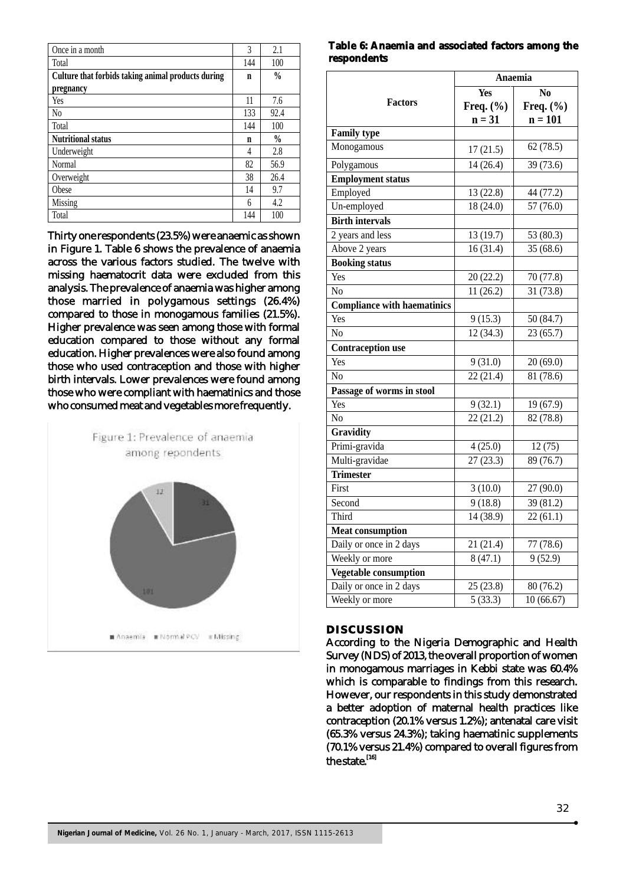| Once in a month | 3 | 2.1 |
|---|---|---|
| Total | 144 | 100 |
| **Culture that forbids taking animal products during pregnancy** | **n** | **%** |
| Yes | 11 | 7.6 |
| No | 133 | 92.4 |
| Total | 144 | 100 |
| **Nutritional status** | **n** | **%** |
| Underweight | 4 | 2.8 |
| Normal | 82 | 56.9 |
| Overweight | 38 | 26.4 |
| Obese | 14 | 9.7 |
| Missing | 6 | 4.2 |
| Total | 144 | 100 |

Thirty one respondents (23.5%) were anaemic as shown in Figure 1. Table 6 shows the prevalence of anaemia across the various factors studied. The twelve with missing haematocrit data were excluded from this analysis. The prevalence of anaemia was higher among those married in polygamous settings (26.4%) compared to those in monogamous families (21.5%). Higher prevalence was seen among those with formal education compared to those without any formal education. Higher prevalences were also found among those who used contraception and those with higher birth intervals. Lower prevalences were found among those who were compliant with haematinics and those who consumed meat and vegetables more frequently.

Figure 1: Prevalence of anaemia among repondents

■ Anaemia ■ Normal PCV ■ Missing

**Table 6: Anaemia and associated factors among the respondents**

| Factors | Anaemia | |
|---|---|---|
| | Yes Freq. (%) n = 31 | No Freq. (%) n = 101 |
| **Family type** | | |
| Monogamous | 17 (21.5) | 62 (78.5) |
| Polygamous | 14 (26.4) | 39 (73.6) |
| **Employment status** | | |
| Employed | 13 (22.8) | 44 (77.2) |
| Un-employed | 18 (24.0) | 57 (76.0) |
| **Birth intervals** | | |
| 2 years and less | 13 (19.7) | 53 (80.3) |
| Above 2 years | 16 (31.4) | 35 (68.6) |
| **Booking status** | | |
| Yes | 20 (22.2) | 70 (77.8) |
| No | 11 (26.2) | 31 (73.8) |
| **Compliance with haematinics** | | |
| Yes | 9 (15.3) | 50 (84.7) |
| No | 12 (34.3) | 23 (65.7) |
| **Contraception use** | | |
| Yes | 9 (31.0) | 20 (69.0) |
| No | 22 (21.4) | 81 (78.6) |
| **Passage of worms in stool** | | |
| Yes | 9 (32.1) | 19 (67.9) |
| No | 22 (21.2) | 82 (78.8) |
| **Gravidity** | | |
| Primi-gravida | 4 (25.0) | 12 (75) |
| Multi-gravidae | 27 (23.3) | 89 (76.7) |
| **Trimester** | | |
| First | 3 (10.0) | 27 (90.0) |
| Second | 9 (18.8) | 39 (81.2) |
| Third | 14 (38.9) | 22 (61.1) |
| **Meat consumption** | | |
| Daily or once in 2 days | 21 (21.4) | 77 (78.6) |
| Weekly or more | 8 (47.1) | 9 (52.9) |
| **Vegetable consumption** | | |
| Daily or once in 2 days | 25 (23.8) | 80 (76.2) |
| Weekly or more | 5 (33.3) | 10 (66.67) |

## DISCUSSION

According to the Nigeria Demographic and Health Survey (NDS) of 2013, the overall proportion of women in monogamous marriages in Kebbi state was 60.4% which is comparable to findings from this research. However, our respondents in this study demonstrated a better adoption of maternal health practices like contraception (20.1% versus 1.2%); antenatal care visit (65.3% versus 24.3%); taking haematinic supplements (70.1% versus 21.4%) compared to overall figures from the state.[16]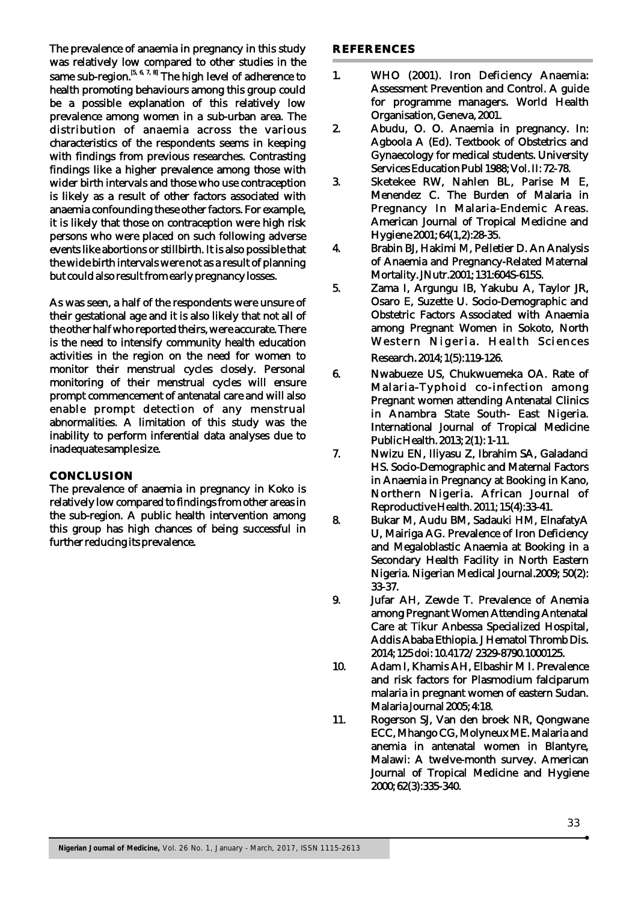The prevalence of anaemia in pregnancy in this study was relatively low compared to other studies in the same sub-region.[5, 6, 7, 8] The high level of adherence to health promoting behaviours among this group could be a possible explanation of this relatively low prevalence among women in a sub-urban area. The distribution of anaemia across the various characteristics of the respondents seems in keeping with findings from previous researches. Contrasting findings like a higher prevalence among those with wider birth intervals and those who use contraception is likely as a result of other factors associated with anaemia confounding these other factors. For example, it is likely that those on contraception were high risk persons who were placed on such following adverse events like abortions or stillbirth. It is also possible that the wide birth intervals were not as a result of planning but could also result from early pregnancy losses.

As was seen, a half of the respondents were unsure of their gestational age and it is also likely that not all of the other half who reported theirs, were accurate. There is the need to intensify community health education activities in the region on the need for women to monitor their menstrual cycles closely. Personal monitoring of their menstrual cycles will ensure prompt commencement of antenatal care and will also enable prompt detection of any menstrual abnormalities. A limitation of this study was the inability to perform inferential data analyses due to inadequate sample size.

## CONCLUSION

The prevalence of anaemia in pregnancy in Koko is relatively low compared to findings from other areas in the sub-region. A public health intervention among this group has high chances of being successful in further reducing its prevalence.

## REFERENCES

1. WHO (2001). Iron Deficiency Anaemia: Assessment Prevention and Control. A guide for programme managers. World Health Organisation, Geneva, 2001.
2. Abudu, O. O. Anaemia in pregnancy. In: Agboola A (Ed). Textbook of Obstetrics and Gynaecology for medical students. University Services Education Publ 1988; Vol. II: 72-78.
3. Sketekee RW, Nahlen BL, Parise M E, Menendez C. The Burden of Malaria in Pregnancy In Malaria-Endemic Areas. American Journal of Tropical Medicine and Hygiene 2001; 64(1,2):28-35.
4. Brabin BJ, Hakimi M, Pelletier D. An Analysis of Anaemia and Pregnancy-Related Maternal Mortality. J Nutr. 2001; 131:604S-615S.
5. Zama I, Argungu IB, Yakubu A, Taylor JR, Osaro E, Suzette U. Socio-Demographic and Obstetric Factors Associated with Anaemia among Pregnant Women in Sokoto, North Western Nigeria. Health Sciences Research. 2014; 1(5):119-126.
6. Nwabueze US, Chukwuemeka OA. Rate of Malaria-Typhoid co-infection among Pregnant women attending Antenatal Clinics in Anambra State South- East Nigeria. International Journal of Tropical Medicine Public Health. 2013; 2(1): 1-11.
7. Nwizu EN, Iliyasu Z, Ibrahim SA, Galadanci HS. Socio-Demographic and Maternal Factors in Anaemia in Pregnancy at Booking in Kano, Northern Nigeria. African Journal of Reproductive Health. 2011; 15(4):33-41.
8. Bukar M, Audu BM, Sadauki HM, ElnafatyA U, Mairiga AG. Prevalence of Iron Deficiency and Megaloblastic Anaemia at Booking in a Secondary Health Facility in North Eastern Nigeria. Nigerian Medical Journal. 2009; 50(2): 33-37.
9. Jufar AH, Zewde T. Prevalence of Anemia among Pregnant Women Attending Antenatal Care at Tikur Anbessa Specialized Hospital, Addis Ababa Ethiopia. J Hematol Thromb Dis. 2014; 125 doi: 10.4172/ 2329-8790.1000125.
10. Adam I, Khamis AH, Elbashir M I. Prevalence and risk factors for Plasmodium falciparum malaria in pregnant women of eastern Sudan. Malaria Journal 2005; 4:18.
11. Rogerson SJ, Van den broek NR, Qongwane ECC, Mhango CG, Molyneux ME. Malaria and anemia in antenatal women in Blantyre, Malawi: A twelve-month survey. American Journal of Tropical Medicine and Hygiene 2000; 62(3):335-340.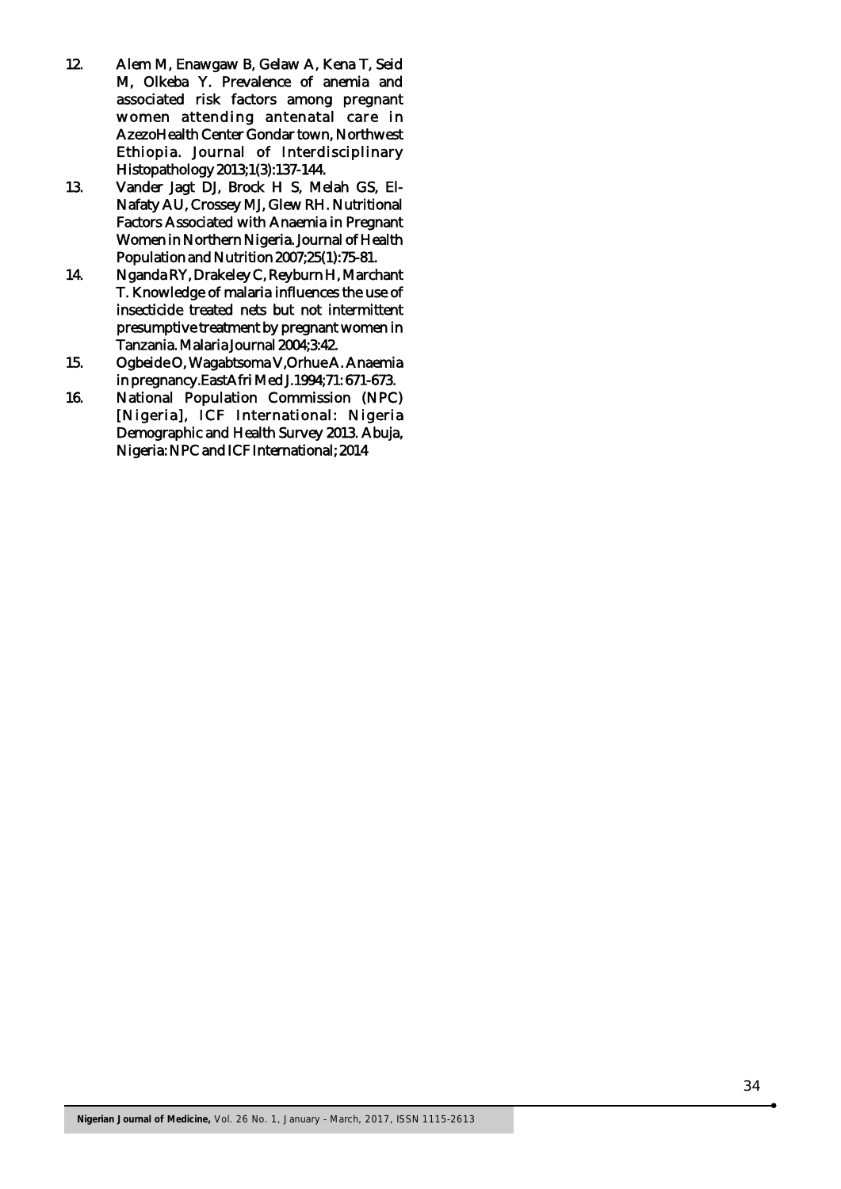12. Alem M, Enawgaw B, Gelaw A, Kena T, Seid M, Olkeba Y. Prevalence of anemia and associated risk factors among pregnant women attending antenatal care in AzezoHealth Center Gondar town, Northwest Ethiopia. Journal of Interdisciplinary Histopathology 2013;1(3):137-144.
13. Vander Jagt DJ, Brock H S, Melah GS, El-Nafaty AU, Crossey MJ, Glew RH. Nutritional Factors Associated with Anaemia in Pregnant Women in Northern Nigeria. Journal of Health Population and Nutrition 2007;25(1):75-81.
14. Nganda RY, Drakeley C, Reyburn H, Marchant T. Knowledge of malaria influences the use of insecticide treated nets but not intermittent presumptive treatment by pregnant women in Tanzania. Malaria Journal 2004;3:42.
15. Ogbeide O, Wagabtsoma V,Orhue A. Anaemia in pregnancy.EastAfri Med J.1994;71: 671-673.
16. National Population Commission (NPC) [Nigeria], ICF International: Nigeria Demographic and Health Survey 2013. Abuja, Nigeria: NPC and ICF International; 2014